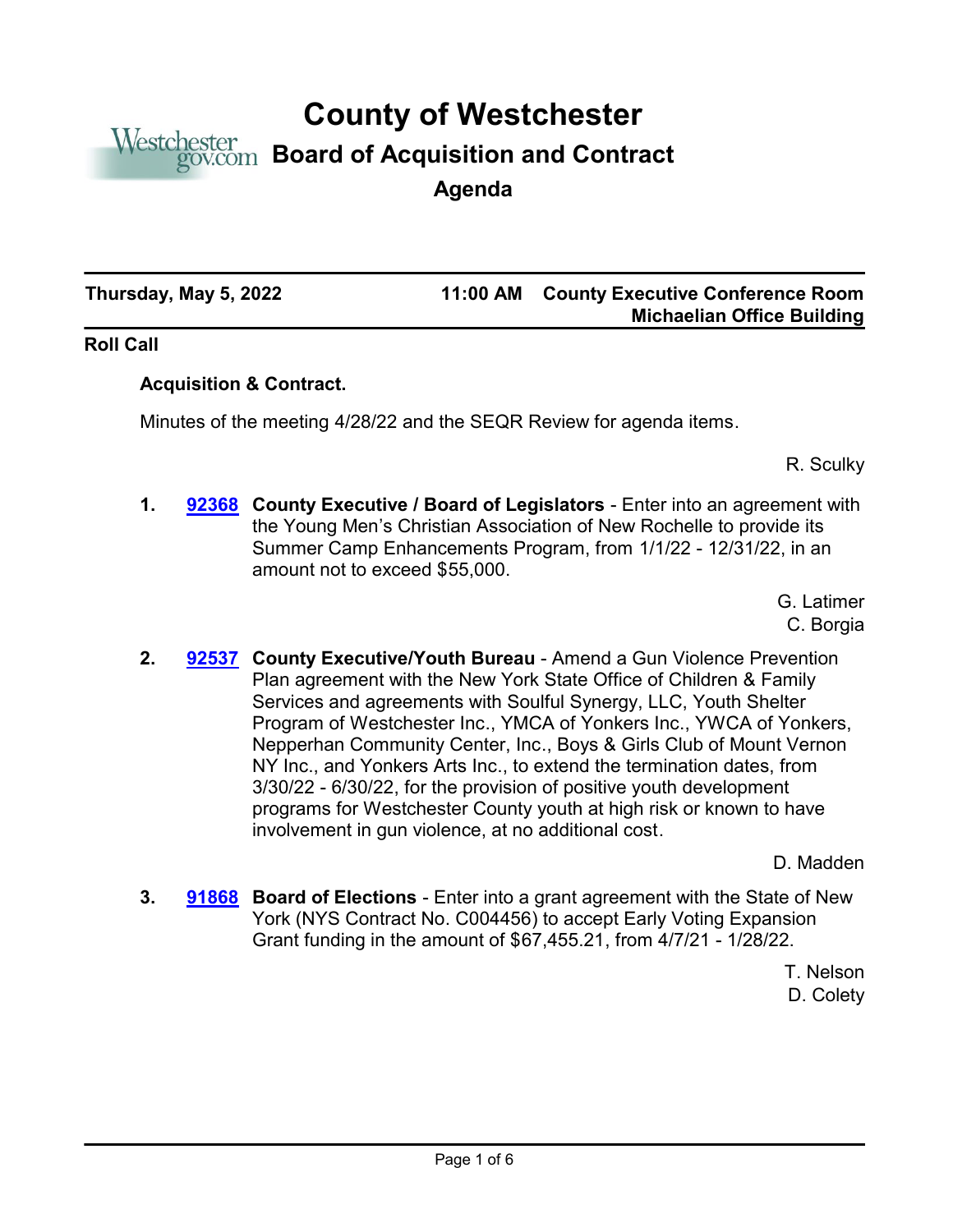# County of Westchester

## Board of Acquisition and Contract

### Agenda

**Thursday, May 5, 2022** **11:00 AM** **County Executive Conference Room Michaelian Office Building**

**Roll Call**

**Acquisition & Contract.**

Minutes of the meeting 4/28/22 and the SEQR Review for agenda items.

R. Sculky

1. **92368** **County Executive / Board of Legislators** - Enter into an agreement with the Young Men's Christian Association of New Rochelle to provide its Summer Camp Enhancements Program, from 1/1/22 - 12/31/22, in an amount not to exceed $55,000.

   G. Latimer
   C. Borgia

2. **92537** **County Executive/Youth Bureau** - Amend a Gun Violence Prevention Plan agreement with the New York State Office of Children & Family Services and agreements with Soulful Synergy, LLC, Youth Shelter Program of Westchester Inc., YMCA of Yonkers Inc., YWCA of Yonkers, Nepperhan Community Center, Inc., Boys & Girls Club of Mount Vernon NY Inc., and Yonkers Arts Inc., to extend the termination dates, from 3/30/22 - 6/30/22, for the provision of positive youth development programs for Westchester County youth at high risk or known to have involvement in gun violence, at no additional cost.

   D. Madden

3. **91868** **Board of Elections** - Enter into a grant agreement with the State of New York (NYS Contract No. C004456) to accept Early Voting Expansion Grant funding in the amount of $67,455.21, from 4/7/21 - 1/28/22.

   T. Nelson
   D. Colety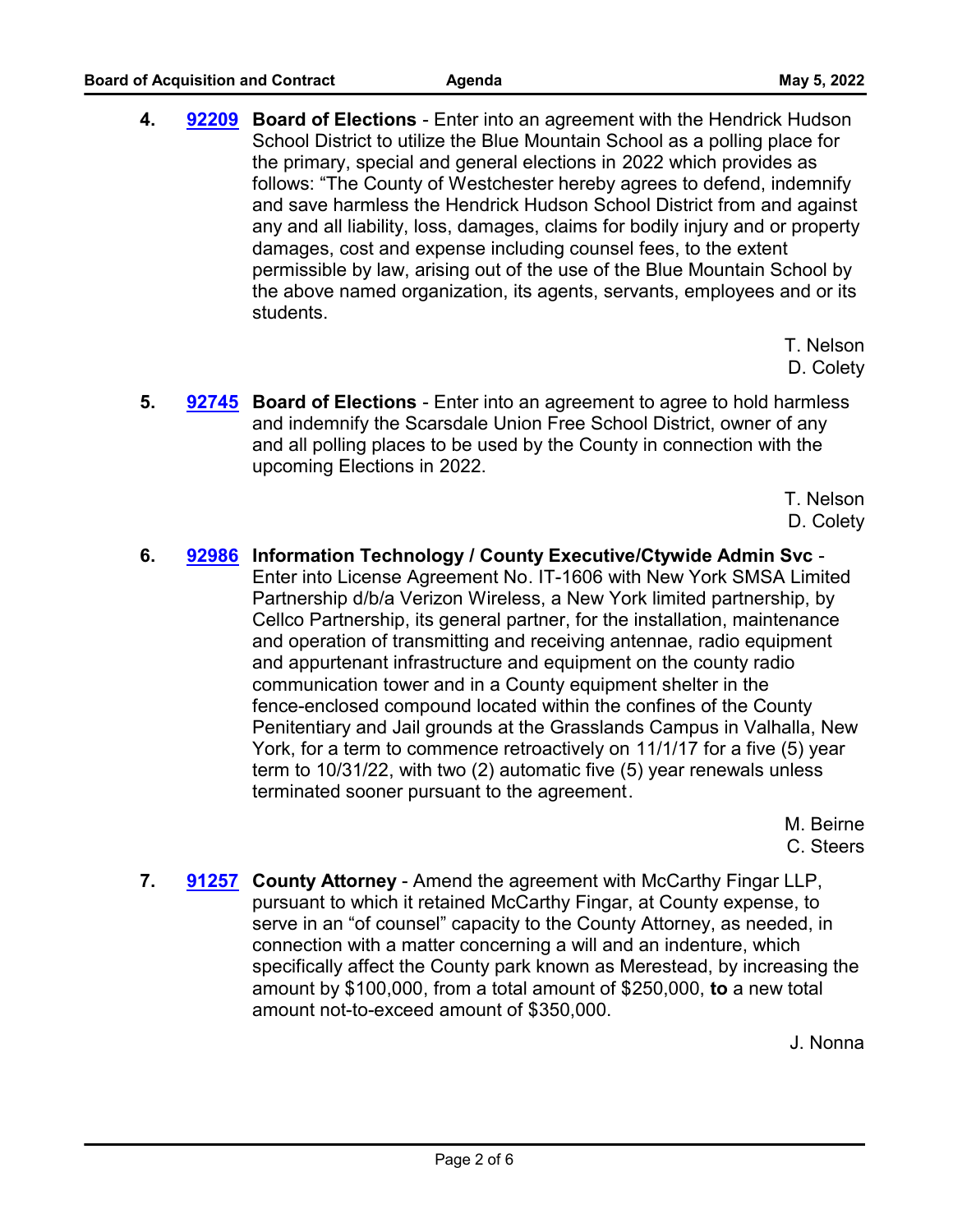4. **92209** **Board of Elections** - Enter into an agreement with the Hendrick Hudson School District to utilize the Blue Mountain School as a polling place for the primary, special and general elections in 2022 which provides as follows: "The County of Westchester hereby agrees to defend, indemnify and save harmless the Hendrick Hudson School District from and against any and all liability, loss, damages, claims for bodily injury and or property damages, cost and expense including counsel fees, to the extent permissible by law, arising out of the use of the Blue Mountain School by the above named organization, its agents, servants, employees and or its students.

   T. Nelson
   D. Colety

5. **92745** **Board of Elections** - Enter into an agreement to agree to hold harmless and indemnify the Scarsdale Union Free School District, owner of any and all polling places to be used by the County in connection with the upcoming Elections in 2022.

   T. Nelson
   D. Colety

6. **92986** **Information Technology / County Executive/Ctywide Admin Svc** - Enter into License Agreement No. IT-1606 with New York SMSA Limited Partnership d/b/a Verizon Wireless, a New York limited partnership, by Cellco Partnership, its general partner, for the installation, maintenance and operation of transmitting and receiving antennae, radio equipment and appurtenant infrastructure and equipment on the county radio communication tower and in a County equipment shelter in the fence-enclosed compound located within the confines of the County Penitentiary and Jail grounds at the Grasslands Campus in Valhalla, New York, for a term to commence retroactively on 11/1/17 for a five (5) year term to 10/31/22, with two (2) automatic five (5) year renewals unless terminated sooner pursuant to the agreement.

   M. Beirne
   C. Steers

7. **91257** **County Attorney** - Amend the agreement with McCarthy Fingar LLP, pursuant to which it retained McCarthy Fingar, at County expense, to serve in an "of counsel" capacity to the County Attorney, as needed, in connection with a matter concerning a will and an indenture, which specifically affect the County park known as Merestead, by increasing the amount by $100,000, from a total amount of $250,000, **to** a new total amount not-to-exceed amount of $350,000.

   J. Nonna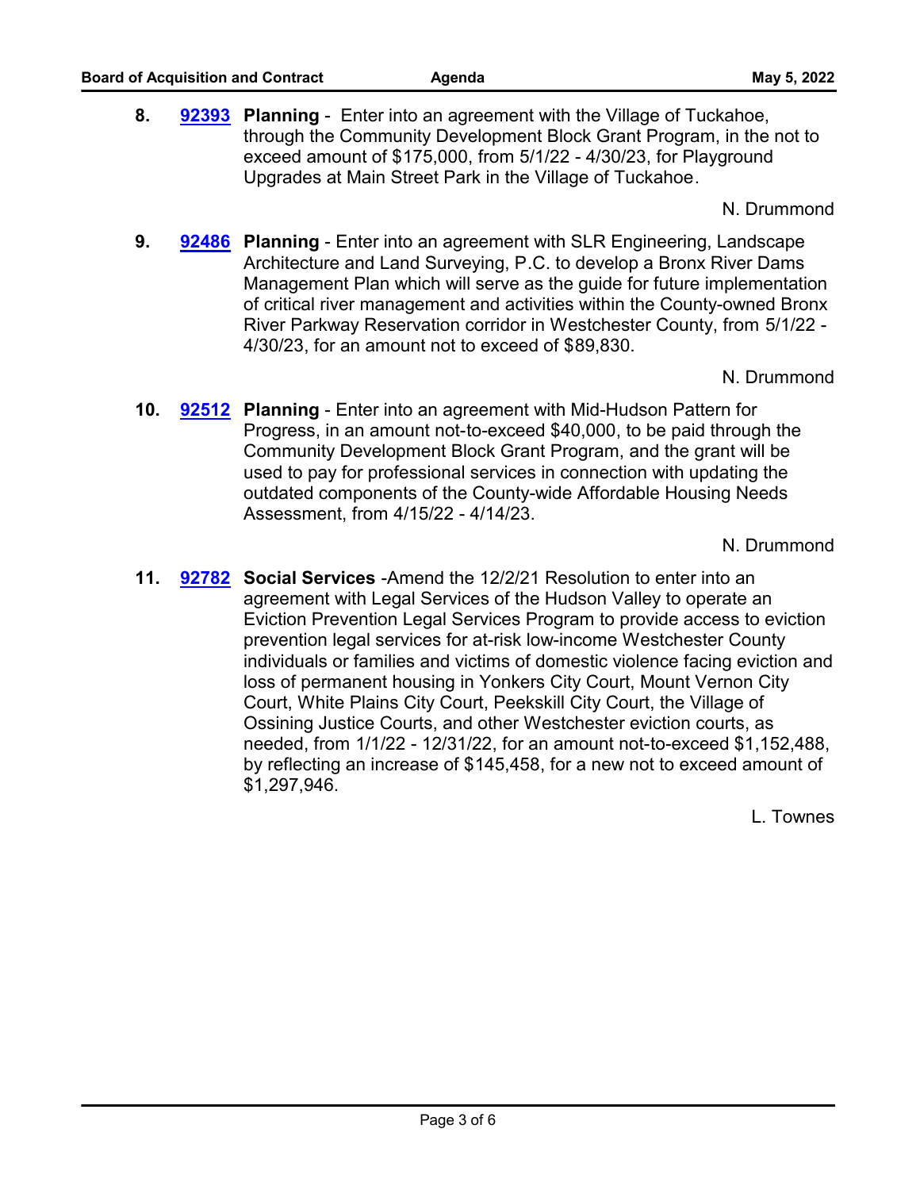8. **92393** **Planning** - Enter into an agreement with the Village of Tuckahoe, through the Community Development Block Grant Program, in the not to exceed amount of $175,000, from 5/1/22 - 4/30/23, for Playground Upgrades at Main Street Park in the Village of Tuckahoe.

   N. Drummond

9. **92486** **Planning** - Enter into an agreement with SLR Engineering, Landscape Architecture and Land Surveying, P.C. to develop a Bronx River Dams Management Plan which will serve as the guide for future implementation of critical river management and activities within the County-owned Bronx River Parkway Reservation corridor in Westchester County, from 5/1/22 - 4/30/23, for an amount not to exceed of $89,830.

   N. Drummond

10. **92512** **Planning** - Enter into an agreement with Mid-Hudson Pattern for Progress, in an amount not-to-exceed $40,000, to be paid through the Community Development Block Grant Program, and the grant will be used to pay for professional services in connection with updating the outdated components of the County-wide Affordable Housing Needs Assessment, from 4/15/22 - 4/14/23.

    N. Drummond

11. **92782** **Social Services** -Amend the 12/2/21 Resolution to enter into an agreement with Legal Services of the Hudson Valley to operate an Eviction Prevention Legal Services Program to provide access to eviction prevention legal services for at-risk low-income Westchester County individuals or families and victims of domestic violence facing eviction and loss of permanent housing in Yonkers City Court, Mount Vernon City Court, White Plains City Court, Peekskill City Court, the Village of Ossining Justice Courts, and other Westchester eviction courts, as needed, from 1/1/22 - 12/31/22, for an amount not-to-exceed $1,152,488, by reflecting an increase of $145,458, for a new not to exceed amount of $1,297,946.

    L. Townes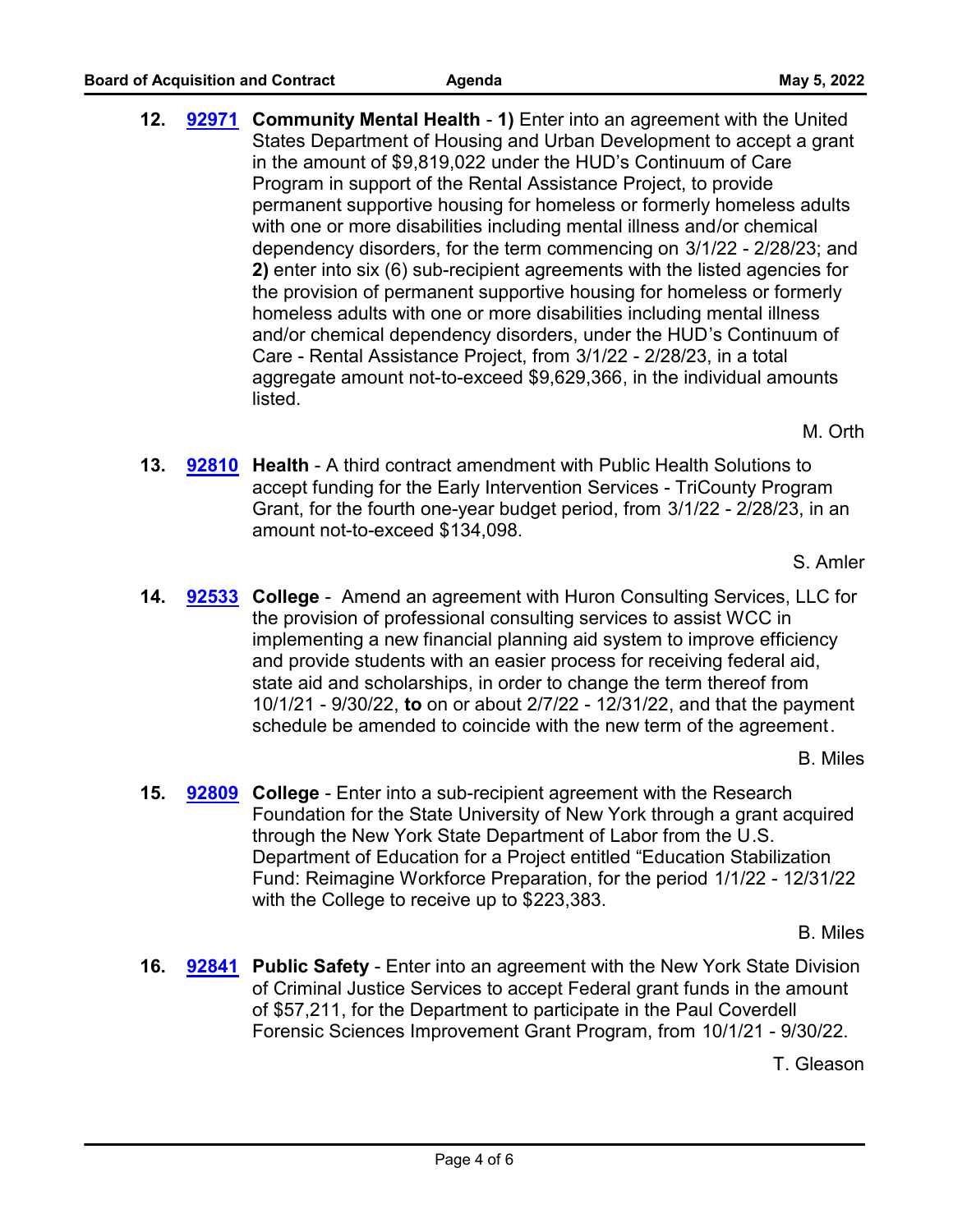12. **92971** **Community Mental Health** - **1)** Enter into an agreement with the United States Department of Housing and Urban Development to accept a grant in the amount of $9,819,022 under the HUD's Continuum of Care Program in support of the Rental Assistance Project, to provide permanent supportive housing for homeless or formerly homeless adults with one or more disabilities including mental illness and/or chemical dependency disorders, for the term commencing on 3/1/22 - 2/28/23; and **2)** enter into six (6) sub-recipient agreements with the listed agencies for the provision of permanent supportive housing for homeless or formerly homeless adults with one or more disabilities including mental illness and/or chemical dependency disorders, under the HUD's Continuum of Care - Rental Assistance Project, from 3/1/22 - 2/28/23, in a total aggregate amount not-to-exceed $9,629,366, in the individual amounts listed.

M. Orth

13. **92810** **Health** - A third contract amendment with Public Health Solutions to accept funding for the Early Intervention Services - TriCounty Program Grant, for the fourth one-year budget period, from 3/1/22 - 2/28/23, in an amount not-to-exceed $134,098.

S. Amler

14. **92533** **College** - Amend an agreement with Huron Consulting Services, LLC for the provision of professional consulting services to assist WCC in implementing a new financial planning aid system to improve efficiency and provide students with an easier process for receiving federal aid, state aid and scholarships, in order to change the term thereof from 10/1/21 - 9/30/22, **to** on or about 2/7/22 - 12/31/22, and that the payment schedule be amended to coincide with the new term of the agreement.

B. Miles

15. **92809** **College** - Enter into a sub-recipient agreement with the Research Foundation for the State University of New York through a grant acquired through the New York State Department of Labor from the U.S. Department of Education for a Project entitled "Education Stabilization Fund: Reimagine Workforce Preparation, for the period 1/1/22 - 12/31/22 with the College to receive up to $223,383.

B. Miles

16. **92841** **Public Safety** - Enter into an agreement with the New York State Division of Criminal Justice Services to accept Federal grant funds in the amount of $57,211, for the Department to participate in the Paul Coverdell Forensic Sciences Improvement Grant Program, from 10/1/21 - 9/30/22.

T. Gleason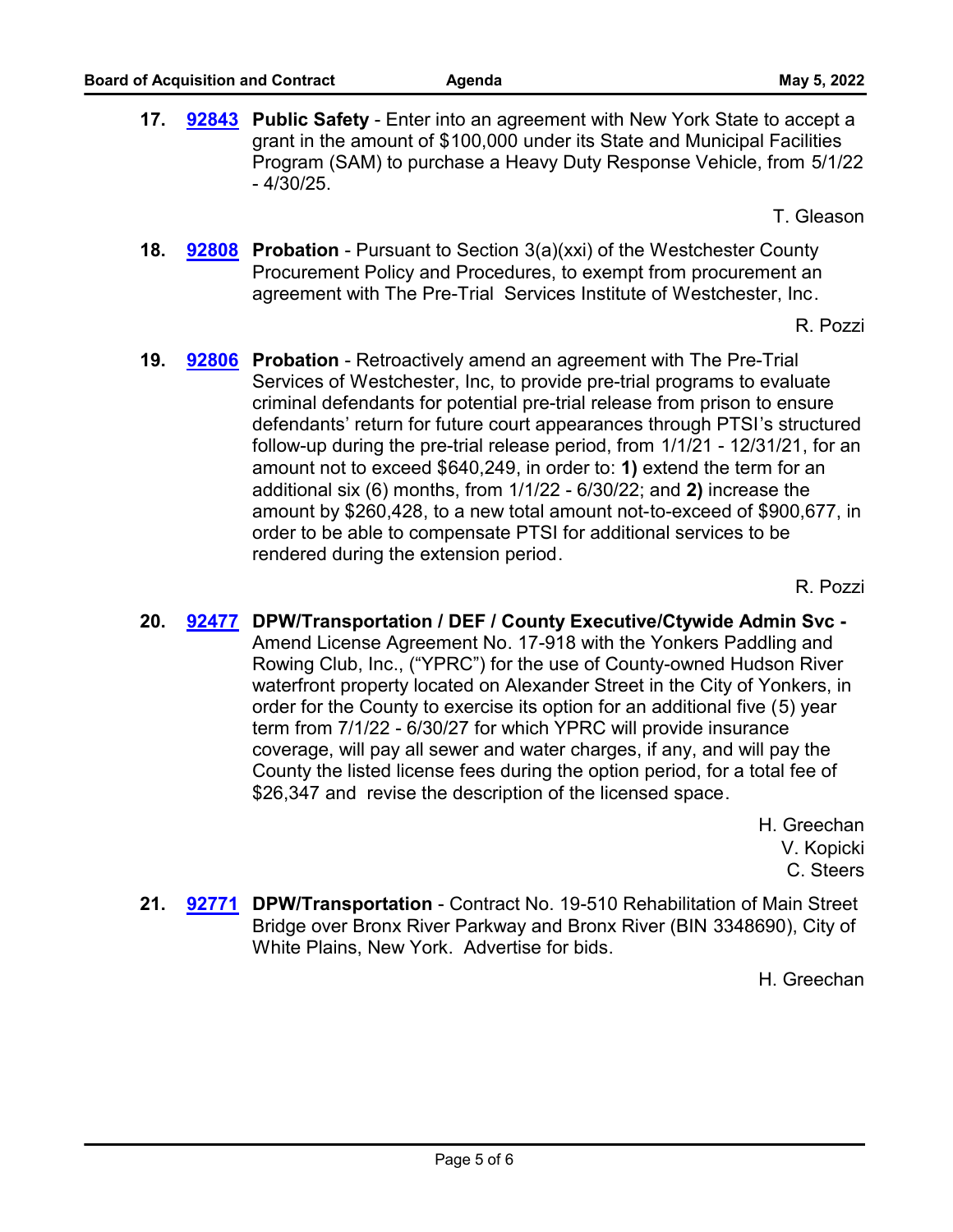**17.** **92843** **Public Safety** - Enter into an agreement with New York State to accept a grant in the amount of $100,000 under its State and Municipal Facilities Program (SAM) to purchase a Heavy Duty Response Vehicle, from 5/1/22 - 4/30/25.

T. Gleason

**18.** **92808** **Probation** - Pursuant to Section 3(a)(xxi) of the Westchester County Procurement Policy and Procedures, to exempt from procurement an agreement with The Pre-Trial Services Institute of Westchester, Inc.

R. Pozzi

**19.** **92806** **Probation** - Retroactively amend an agreement with The Pre-Trial Services of Westchester, Inc, to provide pre-trial programs to evaluate criminal defendants for potential pre-trial release from prison to ensure defendants' return for future court appearances through PTSI's structured follow-up during the pre-trial release period, from 1/1/21 - 12/31/21, for an amount not to exceed $640,249, in order to: **1)** extend the term for an additional six (6) months, from 1/1/22 - 6/30/22; and **2)** increase the amount by $260,428, to a new total amount not-to-exceed of $900,677, in order to be able to compensate PTSI for additional services to be rendered during the extension period.

R. Pozzi

**20.** **92477** **DPW/Transportation / DEF / County Executive/Ctywide Admin Svc -** Amend License Agreement No. 17-918 with the Yonkers Paddling and Rowing Club, Inc., ("YPRC") for the use of County-owned Hudson River waterfront property located on Alexander Street in the City of Yonkers, in order for the County to exercise its option for an additional five (5) year term from 7/1/22 - 6/30/27 for which YPRC will provide insurance coverage, will pay all sewer and water charges, if any, and will pay the County the listed license fees during the option period, for a total fee of $26,347 and revise the description of the licensed space.

H. Greechan
V. Kopicki
C. Steers

**21.** **92771** **DPW/Transportation** - Contract No. 19-510 Rehabilitation of Main Street Bridge over Bronx River Parkway and Bronx River (BIN 3348690), City of White Plains, New York. Advertise for bids.

H. Greechan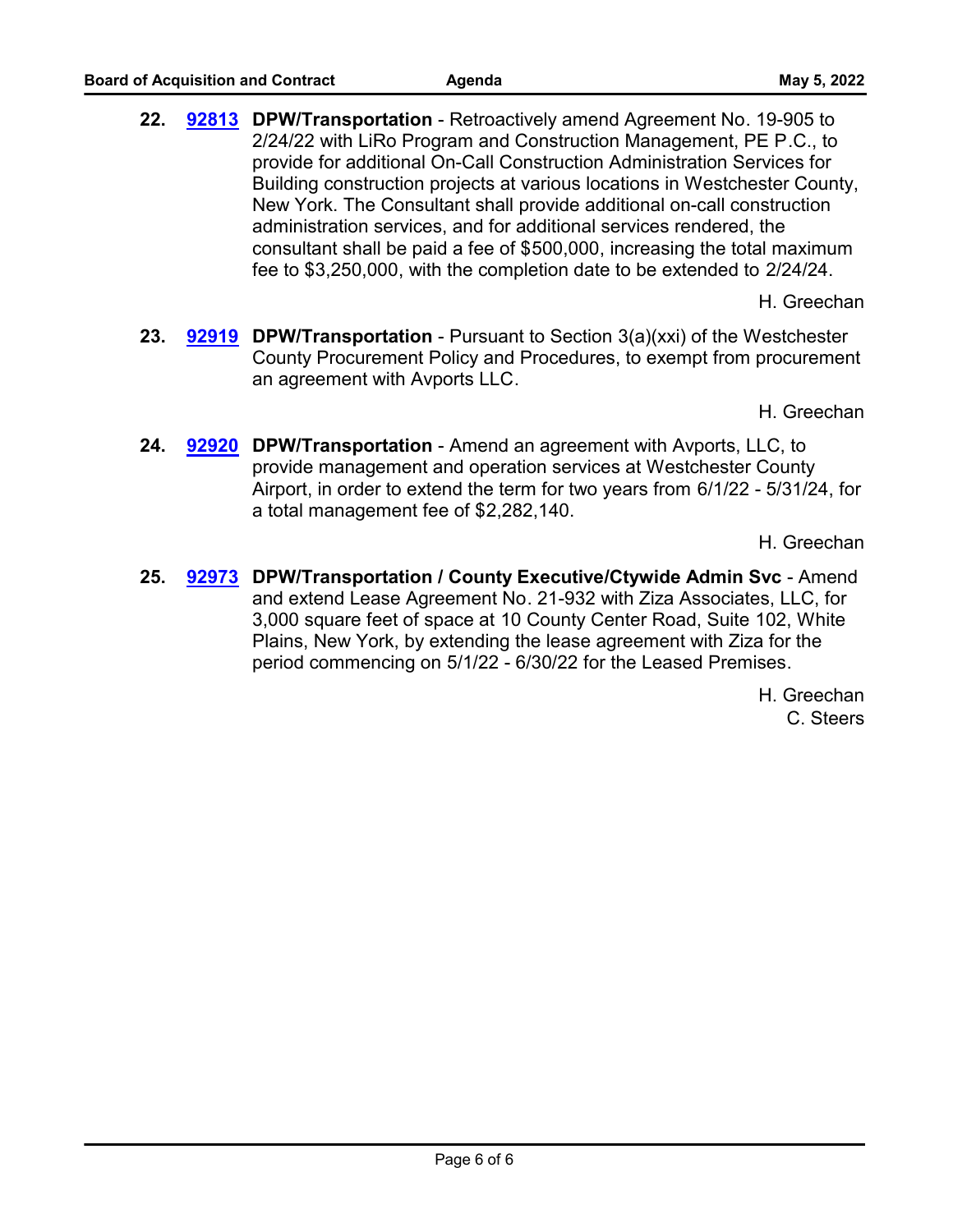22. **92813** **DPW/Transportation** - Retroactively amend Agreement No. 19-905 to 2/24/22 with LiRo Program and Construction Management, PE P.C., to provide for additional On-Call Construction Administration Services for Building construction projects at various locations in Westchester County, New York. The Consultant shall provide additional on-call construction administration services, and for additional services rendered, the consultant shall be paid a fee of $500,000, increasing the total maximum fee to $3,250,000, with the completion date to be extended to 2/24/24.

    H. Greechan

23. **92919** **DPW/Transportation** - Pursuant to Section 3(a)(xxi) of the Westchester County Procurement Policy and Procedures, to exempt from procurement an agreement with Avports LLC.

    H. Greechan

24. **92920** **DPW/Transportation** - Amend an agreement with Avports, LLC, to provide management and operation services at Westchester County Airport, in order to extend the term for two years from 6/1/22 - 5/31/24, for a total management fee of $2,282,140.

    H. Greechan

25. **92973** **DPW/Transportation / County Executive/Ctywide Admin Svc** - Amend and extend Lease Agreement No. 21-932 with Ziza Associates, LLC, for 3,000 square feet of space at 10 County Center Road, Suite 102, White Plains, New York, by extending the lease agreement with Ziza for the period commencing on 5/1/22 - 6/30/22 for the Leased Premises.

    H. Greechan
    C. Steers